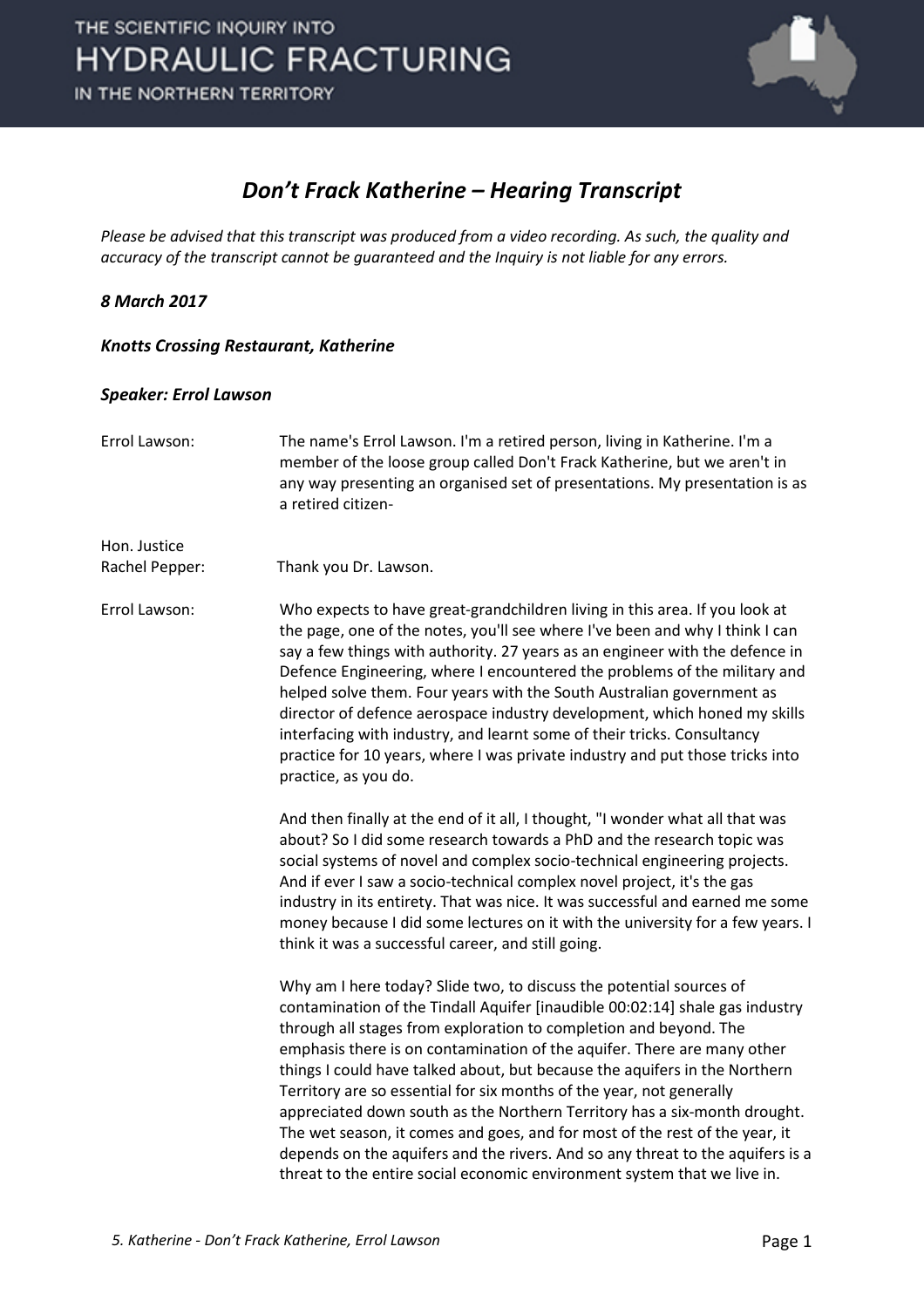# *Don't Frack Katherine – Hearing Transcript*

*Please be advised that this transcript was produced from a video recording. As such, the quality and accuracy of the transcript cannot be guaranteed and the Inquiry is not liable for any errors.*

***8 March 2017***

***Knotts Crossing Restaurant, Katherine***

***Speaker: Errol Lawson***

Errol Lawson: The name's Errol Lawson. I'm a retired person, living in Katherine. I'm a member of the loose group called Don't Frack Katherine, but we aren't in any way presenting an organised set of presentations. My presentation is as a retired citizen-

Hon. Justice Rachel Pepper: Thank you Dr. Lawson.

Errol Lawson: Who expects to have great-grandchildren living in this area. If you look at the page, one of the notes, you'll see where I've been and why I think I can say a few things with authority. 27 years as an engineer with the defence in Defence Engineering, where I encountered the problems of the military and helped solve them. Four years with the South Australian government as director of defence aerospace industry development, which honed my skills interfacing with industry, and learnt some of their tricks. Consultancy practice for 10 years, where I was private industry and put those tricks into practice, as you do.

And then finally at the end of it all, I thought, "I wonder what all that was about? So I did some research towards a PhD and the research topic was social systems of novel and complex socio-technical engineering projects. And if ever I saw a socio-technical complex novel project, it's the gas industry in its entirety. That was nice. It was successful and earned me some money because I did some lectures on it with the university for a few years. I think it was a successful career, and still going.

Why am I here today? Slide two, to discuss the potential sources of contamination of the Tindall Aquifer [inaudible 00:02:14] shale gas industry through all stages from exploration to completion and beyond. The emphasis there is on contamination of the aquifer. There are many other things I could have talked about, but because the aquifers in the Northern Territory are so essential for six months of the year, not generally appreciated down south as the Northern Territory has a six-month drought. The wet season, it comes and goes, and for most of the rest of the year, it depends on the aquifers and the rivers. And so any threat to the aquifers is a threat to the entire social economic environment system that we live in.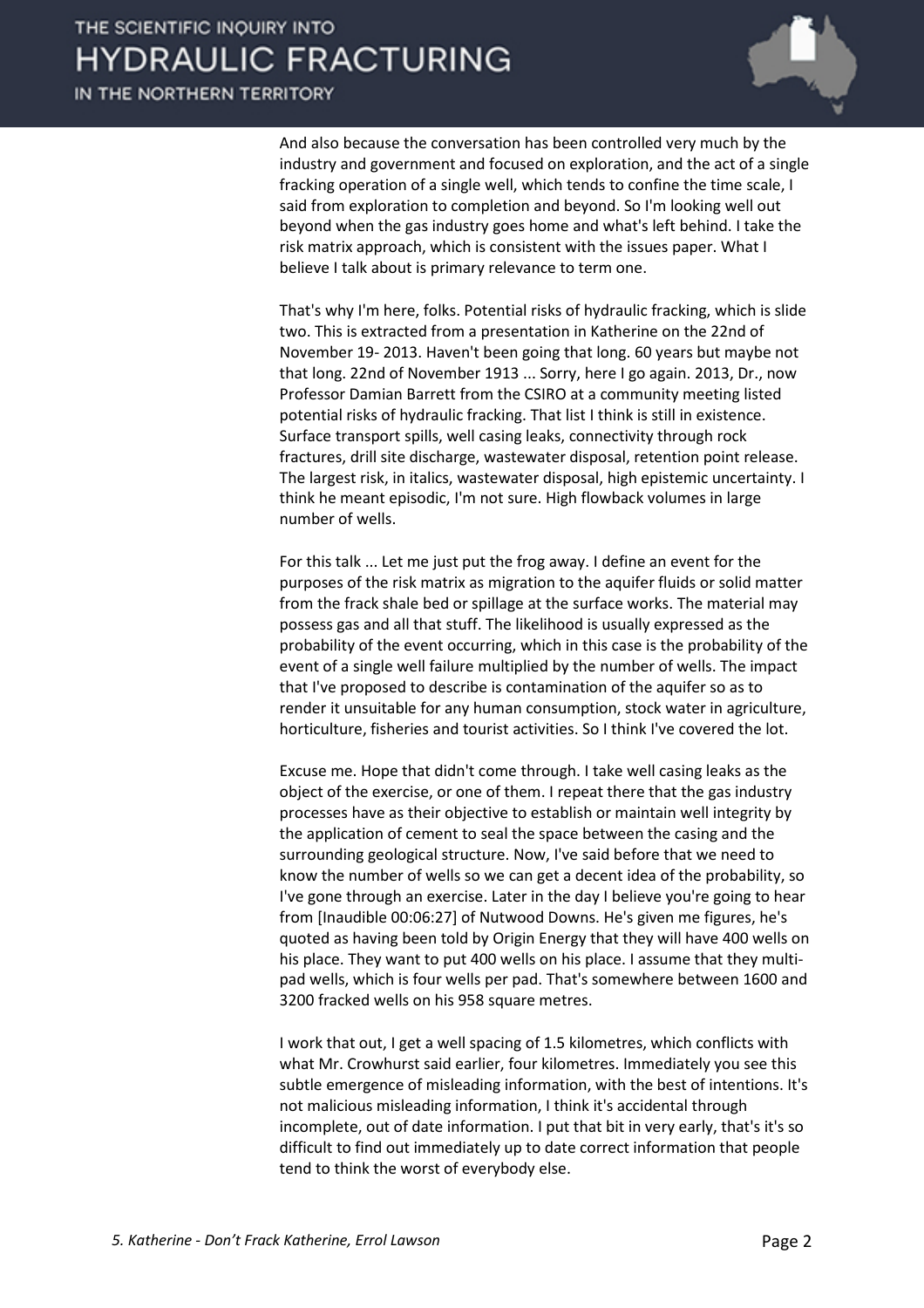And also because the conversation has been controlled very much by the industry and government and focused on exploration, and the act of a single fracking operation of a single well, which tends to confine the time scale, I said from exploration to completion and beyond. So I'm looking well out beyond when the gas industry goes home and what's left behind. I take the risk matrix approach, which is consistent with the issues paper. What I believe I talk about is primary relevance to term one.

That's why I'm here, folks. Potential risks of hydraulic fracking, which is slide two. This is extracted from a presentation in Katherine on the 22nd of November 19- 2013. Haven't been going that long. 60 years but maybe not that long. 22nd of November 1913 ... Sorry, here I go again. 2013, Dr., now Professor Damian Barrett from the CSIRO at a community meeting listed potential risks of hydraulic fracking. That list I think is still in existence. Surface transport spills, well casing leaks, connectivity through rock fractures, drill site discharge, wastewater disposal, retention point release. The largest risk, in italics, wastewater disposal, high epistemic uncertainty. I think he meant episodic, I'm not sure. High flowback volumes in large number of wells.

For this talk ... Let me just put the frog away. I define an event for the purposes of the risk matrix as migration to the aquifer fluids or solid matter from the frack shale bed or spillage at the surface works. The material may possess gas and all that stuff. The likelihood is usually expressed as the probability of the event occurring, which in this case is the probability of the event of a single well failure multiplied by the number of wells. The impact that I've proposed to describe is contamination of the aquifer so as to render it unsuitable for any human consumption, stock water in agriculture, horticulture, fisheries and tourist activities. So I think I've covered the lot.

Excuse me. Hope that didn't come through. I take well casing leaks as the object of the exercise, or one of them. I repeat there that the gas industry processes have as their objective to establish or maintain well integrity by the application of cement to seal the space between the casing and the surrounding geological structure. Now, I've said before that we need to know the number of wells so we can get a decent idea of the probability, so I've gone through an exercise. Later in the day I believe you're going to hear from [Inaudible 00:06:27] of Nutwood Downs. He's given me figures, he's quoted as having been told by Origin Energy that they will have 400 wells on his place. They want to put 400 wells on his place. I assume that they multi-pad wells, which is four wells per pad. That's somewhere between 1600 and 3200 fracked wells on his 958 square metres.

I work that out, I get a well spacing of 1.5 kilometres, which conflicts with what Mr. Crowhurst said earlier, four kilometres. Immediately you see this subtle emergence of misleading information, with the best of intentions. It's not malicious misleading information, I think it's accidental through incomplete, out of date information. I put that bit in very early, that's it's so difficult to find out immediately up to date correct information that people tend to think the worst of everybody else.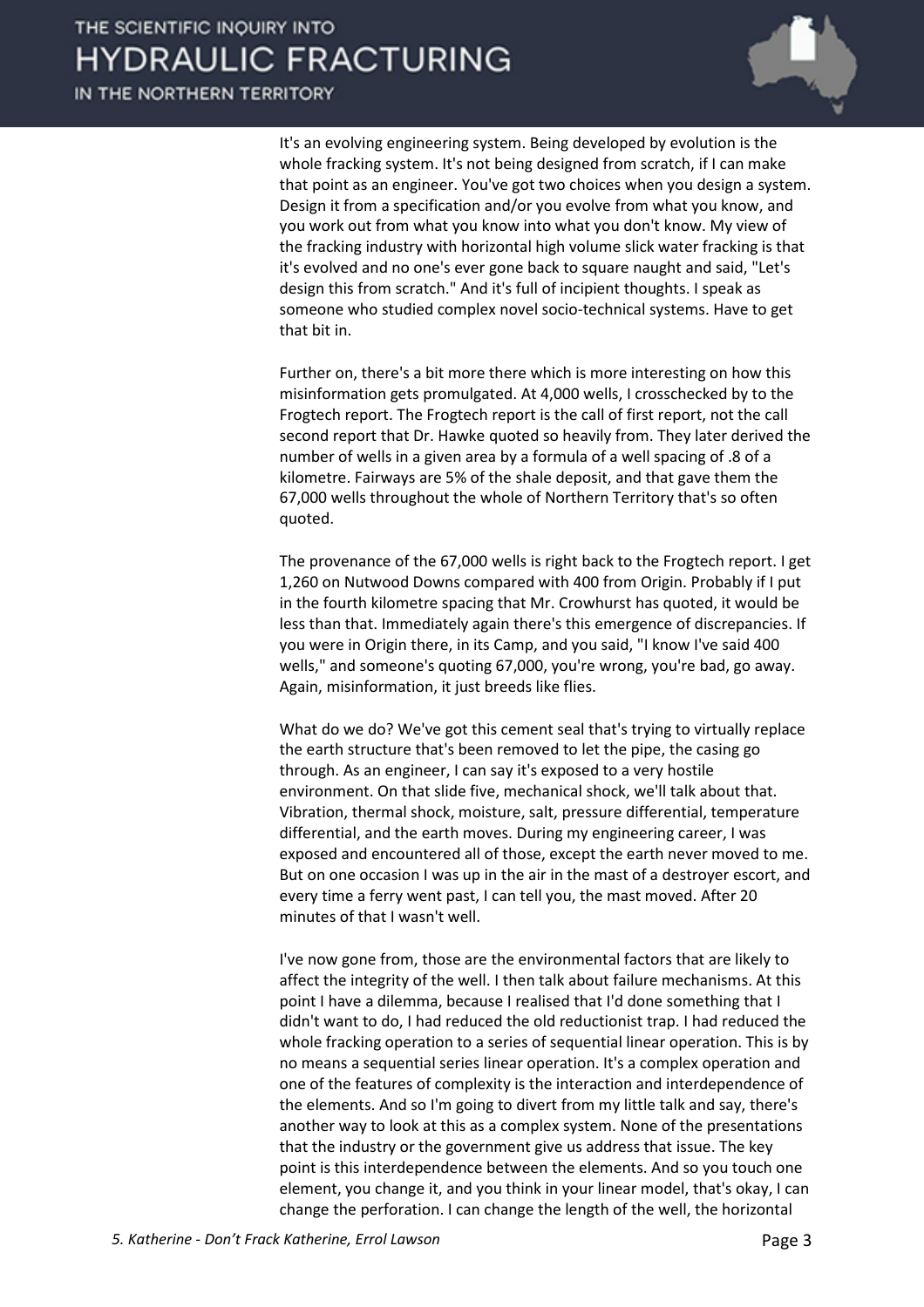It's an evolving engineering system. Being developed by evolution is the whole fracking system. It's not being designed from scratch, if I can make that point as an engineer. You've got two choices when you design a system. Design it from a specification and/or you evolve from what you know, and you work out from what you know into what you don't know. My view of the fracking industry with horizontal high volume slick water fracking is that it's evolved and no one's ever gone back to square naught and said, "Let's design this from scratch." And it's full of incipient thoughts. I speak as someone who studied complex novel socio-technical systems. Have to get that bit in.

Further on, there's a bit more there which is more interesting on how this misinformation gets promulgated. At 4,000 wells, I crosschecked by to the Frogtech report. The Frogtech report is the call of first report, not the call second report that Dr. Hawke quoted so heavily from. They later derived the number of wells in a given area by a formula of a well spacing of .8 of a kilometre. Fairways are 5% of the shale deposit, and that gave them the 67,000 wells throughout the whole of Northern Territory that's so often quoted.

The provenance of the 67,000 wells is right back to the Frogtech report. I get 1,260 on Nutwood Downs compared with 400 from Origin. Probably if I put in the fourth kilometre spacing that Mr. Crowhurst has quoted, it would be less than that. Immediately again there's this emergence of discrepancies. If you were in Origin there, in its Camp, and you said, "I know I've said 400 wells," and someone's quoting 67,000, you're wrong, you're bad, go away. Again, misinformation, it just breeds like flies.

What do we do? We've got this cement seal that's trying to virtually replace the earth structure that's been removed to let the pipe, the casing go through. As an engineer, I can say it's exposed to a very hostile environment. On that slide five, mechanical shock, we'll talk about that. Vibration, thermal shock, moisture, salt, pressure differential, temperature differential, and the earth moves. During my engineering career, I was exposed and encountered all of those, except the earth never moved to me. But on one occasion I was up in the air in the mast of a destroyer escort, and every time a ferry went past, I can tell you, the mast moved. After 20 minutes of that I wasn't well.

I've now gone from, those are the environmental factors that are likely to affect the integrity of the well. I then talk about failure mechanisms. At this point I have a dilemma, because I realised that I'd done something that I didn't want to do, I had reduced the old reductionist trap. I had reduced the whole fracking operation to a series of sequential linear operation. This is by no means a sequential series linear operation. It's a complex operation and one of the features of complexity is the interaction and interdependence of the elements. And so I'm going to divert from my little talk and say, there's another way to look at this as a complex system. None of the presentations that the industry or the government give us address that issue. The key point is this interdependence between the elements. And so you touch one element, you change it, and you think in your linear model, that's okay, I can change the perforation. I can change the length of the well, the horizontal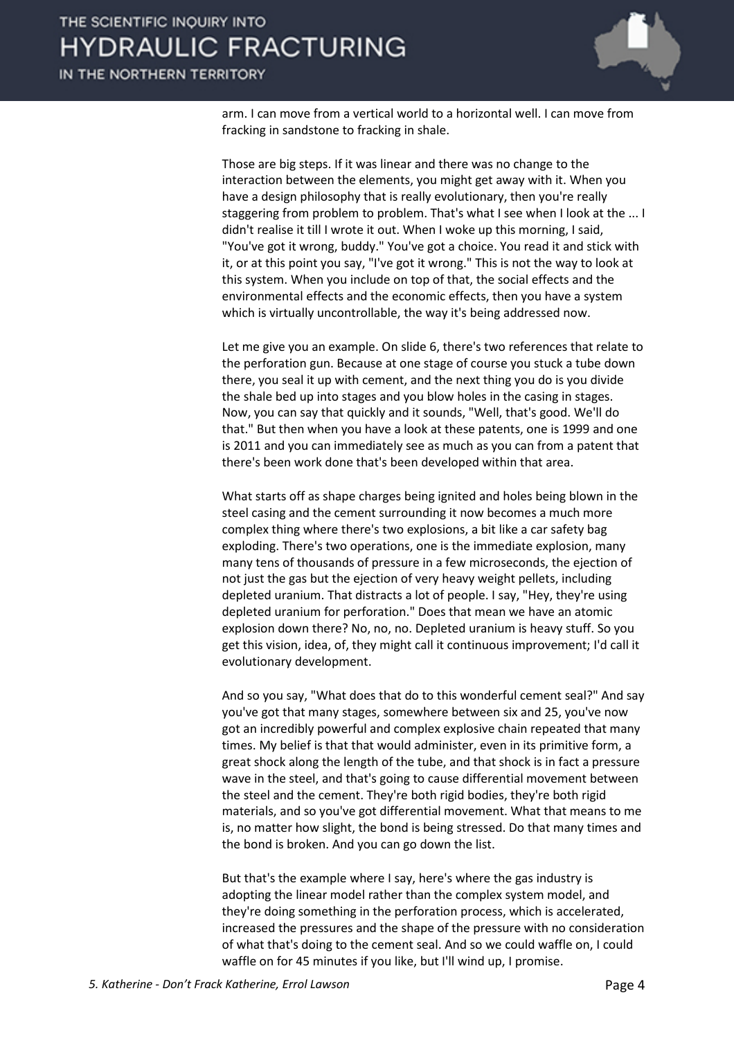arm. I can move from a vertical world to a horizontal well. I can move from fracking in sandstone to fracking in shale.

Those are big steps. If it was linear and there was no change to the interaction between the elements, you might get away with it. When you have a design philosophy that is really evolutionary, then you're really staggering from problem to problem. That's what I see when I look at the ... I didn't realise it till I wrote it out. When I woke up this morning, I said, "You've got it wrong, buddy." You've got a choice. You read it and stick with it, or at this point you say, "I've got it wrong." This is not the way to look at this system. When you include on top of that, the social effects and the environmental effects and the economic effects, then you have a system which is virtually uncontrollable, the way it's being addressed now.

Let me give you an example. On slide 6, there's two references that relate to the perforation gun. Because at one stage of course you stuck a tube down there, you seal it up with cement, and the next thing you do is you divide the shale bed up into stages and you blow holes in the casing in stages. Now, you can say that quickly and it sounds, "Well, that's good. We'll do that." But then when you have a look at these patents, one is 1999 and one is 2011 and you can immediately see as much as you can from a patent that there's been work done that's been developed within that area.

What starts off as shape charges being ignited and holes being blown in the steel casing and the cement surrounding it now becomes a much more complex thing where there's two explosions, a bit like a car safety bag exploding. There's two operations, one is the immediate explosion, many many tens of thousands of pressure in a few microseconds, the ejection of not just the gas but the ejection of very heavy weight pellets, including depleted uranium. That distracts a lot of people. I say, "Hey, they're using depleted uranium for perforation." Does that mean we have an atomic explosion down there? No, no, no. Depleted uranium is heavy stuff. So you get this vision, idea, of, they might call it continuous improvement; I'd call it evolutionary development.

And so you say, "What does that do to this wonderful cement seal?" And say you've got that many stages, somewhere between six and 25, you've now got an incredibly powerful and complex explosive chain repeated that many times. My belief is that that would administer, even in its primitive form, a great shock along the length of the tube, and that shock is in fact a pressure wave in the steel, and that's going to cause differential movement between the steel and the cement. They're both rigid bodies, they're both rigid materials, and so you've got differential movement. What that means to me is, no matter how slight, the bond is being stressed. Do that many times and the bond is broken. And you can go down the list.

But that's the example where I say, here's where the gas industry is adopting the linear model rather than the complex system model, and they're doing something in the perforation process, which is accelerated, increased the pressures and the shape of the pressure with no consideration of what that's doing to the cement seal. And so we could waffle on, I could waffle on for 45 minutes if you like, but I'll wind up, I promise.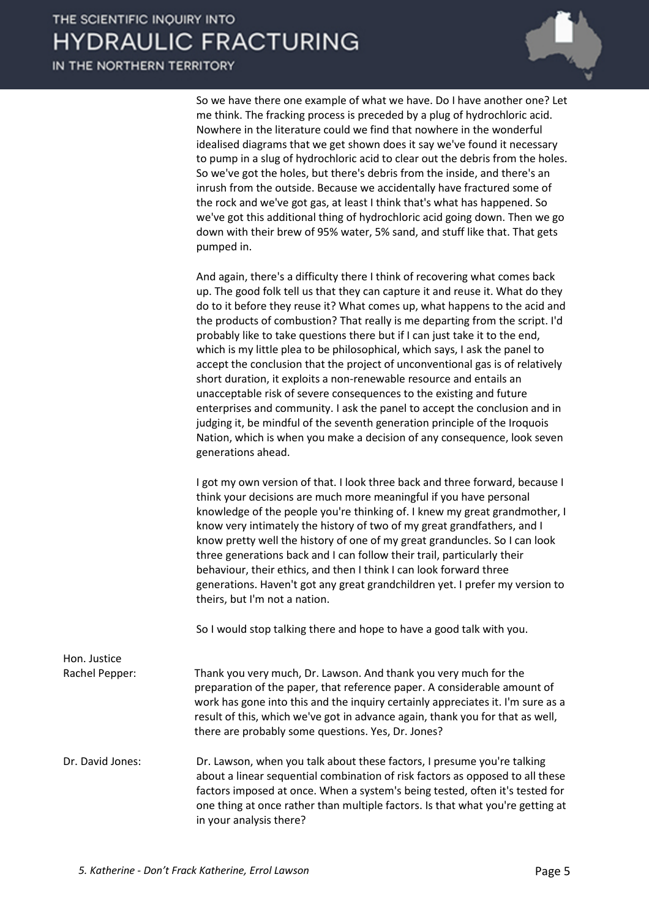So we have there one example of what we have. Do I have another one? Let me think. The fracking process is preceded by a plug of hydrochloric acid. Nowhere in the literature could we find that nowhere in the wonderful idealised diagrams that we get shown does it say we've found it necessary to pump in a slug of hydrochloric acid to clear out the debris from the holes. So we've got the holes, but there's debris from the inside, and there's an inrush from the outside. Because we accidentally have fractured some of the rock and we've got gas, at least I think that's what has happened. So we've got this additional thing of hydrochloric acid going down. Then we go down with their brew of 95% water, 5% sand, and stuff like that. That gets pumped in.

And again, there's a difficulty there I think of recovering what comes back up. The good folk tell us that they can capture it and reuse it. What do they do to it before they reuse it? What comes up, what happens to the acid and the products of combustion? That really is me departing from the script. I'd probably like to take questions there but if I can just take it to the end, which is my little plea to be philosophical, which says, I ask the panel to accept the conclusion that the project of unconventional gas is of relatively short duration, it exploits a non-renewable resource and entails an unacceptable risk of severe consequences to the existing and future enterprises and community. I ask the panel to accept the conclusion and in judging it, be mindful of the seventh generation principle of the Iroquois Nation, which is when you make a decision of any consequence, look seven generations ahead.

I got my own version of that. I look three back and three forward, because I think your decisions are much more meaningful if you have personal knowledge of the people you're thinking of. I knew my great grandmother, I know very intimately the history of two of my great grandfathers, and I know pretty well the history of one of my great granduncles. So I can look three generations back and I can follow their trail, particularly their behaviour, their ethics, and then I think I can look forward three generations. Haven't got any great grandchildren yet. I prefer my version to theirs, but I'm not a nation.

So I would stop talking there and hope to have a good talk with you.

**Hon. Justice Rachel Pepper:** Thank you very much, Dr. Lawson. And thank you very much for the preparation of the paper, that reference paper. A considerable amount of work has gone into this and the inquiry certainly appreciates it. I'm sure as a result of this, which we've got in advance again, thank you for that as well, there are probably some questions. Yes, Dr. Jones?

**Dr. David Jones:** Dr. Lawson, when you talk about these factors, I presume you're talking about a linear sequential combination of risk factors as opposed to all these factors imposed at once. When a system's being tested, often it's tested for one thing at once rather than multiple factors. Is that what you're getting at in your analysis there?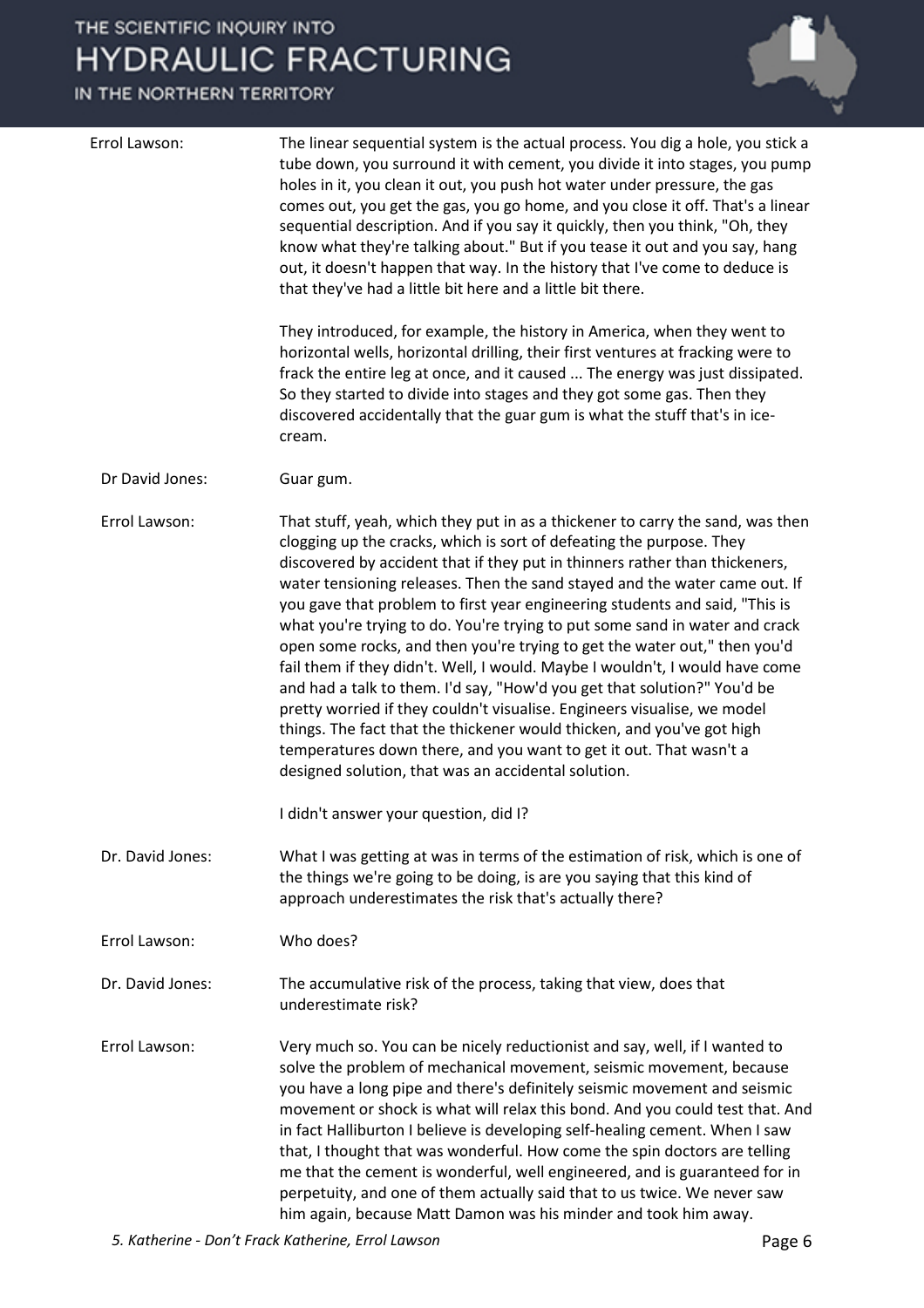**Errol Lawson:** The linear sequential system is the actual process. You dig a hole, you stick a tube down, you surround it with cement, you divide it into stages, you pump holes in it, you clean it out, you push hot water under pressure, the gas comes out, you get the gas, you go home, and you close it off. That's a linear sequential description. And if you say it quickly, then you think, "Oh, they know what they're talking about." But if you tease it out and you say, hang out, it doesn't happen that way. In the history that I've come to deduce is that they've had a little bit here and a little bit there.

They introduced, for example, the history in America, when they went to horizontal wells, horizontal drilling, their first ventures at fracking were to frack the entire leg at once, and it caused ... The energy was just dissipated. So they started to divide into stages and they got some gas. Then they discovered accidentally that the guar gum is what the stuff that's in ice-cream.

**Dr David Jones:** Guar gum.

**Errol Lawson:** That stuff, yeah, which they put in as a thickener to carry the sand, was then clogging up the cracks, which is sort of defeating the purpose. They discovered by accident that if they put in thinners rather than thickeners, water tensioning releases. Then the sand stayed and the water came out. If you gave that problem to first year engineering students and said, "This is what you're trying to do. You're trying to put some sand in water and crack open some rocks, and then you're trying to get the water out," then you'd fail them if they didn't. Well, I would. Maybe I wouldn't, I would have come and had a talk to them. I'd say, "How'd you get that solution?" You'd be pretty worried if they couldn't visualise. Engineers visualise, we model things. The fact that the thickener would thicken, and you've got high temperatures down there, and you want to get it out. That wasn't a designed solution, that was an accidental solution.

I didn't answer your question, did I?

**Dr. David Jones:** What I was getting at was in terms of the estimation of risk, which is one of the things we're going to be doing, is are you saying that this kind of approach underestimates the risk that's actually there?

**Errol Lawson:** Who does?

**Dr. David Jones:** The accumulative risk of the process, taking that view, does that underestimate risk?

**Errol Lawson:** Very much so. You can be nicely reductionist and say, well, if I wanted to solve the problem of mechanical movement, seismic movement, because you have a long pipe and there's definitely seismic movement and seismic movement or shock is what will relax this bond. And you could test that. And in fact Halliburton I believe is developing self-healing cement. When I saw that, I thought that was wonderful. How come the spin doctors are telling me that the cement is wonderful, well engineered, and is guaranteed for in perpetuity, and one of them actually said that to us twice. We never saw him again, because Matt Damon was his minder and took him away.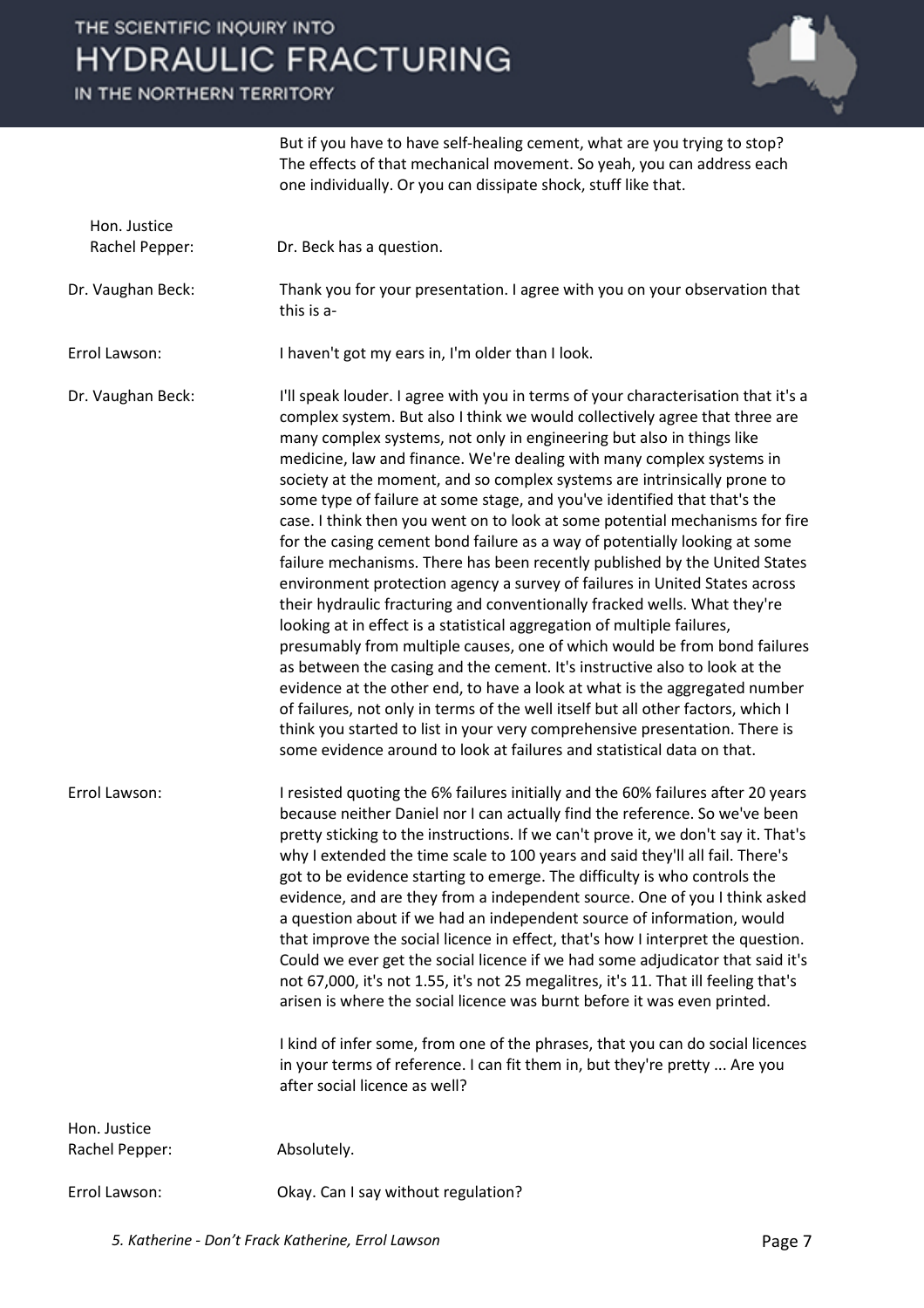But if you have to have self-healing cement, what are you trying to stop? The effects of that mechanical movement. So yeah, you can address each one individually. Or you can dissipate shock, stuff like that.

**Hon. Justice Rachel Pepper:** Dr. Beck has a question.

**Dr. Vaughan Beck:** Thank you for your presentation. I agree with you on your observation that this is a-

**Errol Lawson:** I haven't got my ears in, I'm older than I look.

**Dr. Vaughan Beck:** I'll speak louder. I agree with you in terms of your characterisation that it's a complex system. But also I think we would collectively agree that three are many complex systems, not only in engineering but also in things like medicine, law and finance. We're dealing with many complex systems in society at the moment, and so complex systems are intrinsically prone to some type of failure at some stage, and you've identified that that's the case. I think then you went on to look at some potential mechanisms for fire for the casing cement bond failure as a way of potentially looking at some failure mechanisms. There has been recently published by the United States environment protection agency a survey of failures in United States across their hydraulic fracturing and conventionally fracked wells. What they're looking at in effect is a statistical aggregation of multiple failures, presumably from multiple causes, one of which would be from bond failures as between the casing and the cement. It's instructive also to look at the evidence at the other end, to have a look at what is the aggregated number of failures, not only in terms of the well itself but all other factors, which I think you started to list in your very comprehensive presentation. There is some evidence around to look at failures and statistical data on that.

**Errol Lawson:** I resisted quoting the 6% failures initially and the 60% failures after 20 years because neither Daniel nor I can actually find the reference. So we've been pretty sticking to the instructions. If we can't prove it, we don't say it. That's why I extended the time scale to 100 years and said they'll all fail. There's got to be evidence starting to emerge. The difficulty is who controls the evidence, and are they from a independent source. One of you I think asked a question about if we had an independent source of information, would that improve the social licence in effect, that's how I interpret the question. Could we ever get the social licence if we had some adjudicator that said it's not 67,000, it's not 1.55, it's not 25 megalitres, it's 11. That ill feeling that's arisen is where the social licence was burnt before it was even printed.

I kind of infer some, from one of the phrases, that you can do social licences in your terms of reference. I can fit them in, but they're pretty ... Are you after social licence as well?

**Hon. Justice Rachel Pepper:** Absolutely.

**Errol Lawson:** Okay. Can I say without regulation?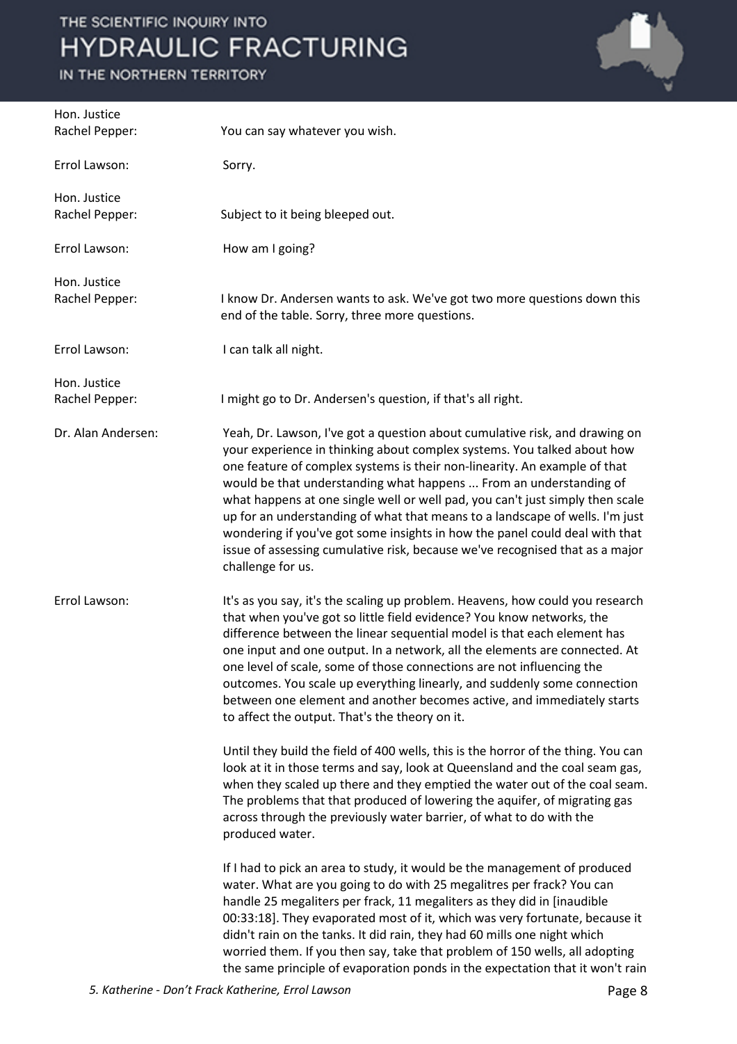**Hon. Justice Rachel Pepper:** You can say whatever you wish.

**Errol Lawson:** Sorry.

**Hon. Justice Rachel Pepper:** Subject to it being bleeped out.

**Errol Lawson:** How am I going?

**Hon. Justice Rachel Pepper:** I know Dr. Andersen wants to ask. We've got two more questions down this end of the table. Sorry, three more questions.

**Errol Lawson:** I can talk all night.

**Hon. Justice Rachel Pepper:** I might go to Dr. Andersen's question, if that's all right.

**Dr. Alan Andersen:** Yeah, Dr. Lawson, I've got a question about cumulative risk, and drawing on your experience in thinking about complex systems. You talked about how one feature of complex systems is their non-linearity. An example of that would be that understanding what happens ... From an understanding of what happens at one single well or well pad, you can't just simply then scale up for an understanding of what that means to a landscape of wells. I'm just wondering if you've got some insights in how the panel could deal with that issue of assessing cumulative risk, because we've recognised that as a major challenge for us.

**Errol Lawson:** It's as you say, it's the scaling up problem. Heavens, how could you research that when you've got so little field evidence? You know networks, the difference between the linear sequential model is that each element has one input and one output. In a network, all the elements are connected. At one level of scale, some of those connections are not influencing the outcomes. You scale up everything linearly, and suddenly some connection between one element and another becomes active, and immediately starts to affect the output. That's the theory on it.

Until they build the field of 400 wells, this is the horror of the thing. You can look at it in those terms and say, look at Queensland and the coal seam gas, when they scaled up there and they emptied the water out of the coal seam. The problems that that produced of lowering the aquifer, of migrating gas across through the previously water barrier, of what to do with the produced water.

If I had to pick an area to study, it would be the management of produced water. What are you going to do with 25 megalitres per frack? You can handle 25 megaliters per frack, 11 megaliters as they did in [inaudible 00:33:18]. They evaporated most of it, which was very fortunate, because it didn't rain on the tanks. It did rain, they had 60 mills one night which worried them. If you then say, take that problem of 150 wells, all adopting the same principle of evaporation ponds in the expectation that it won't rain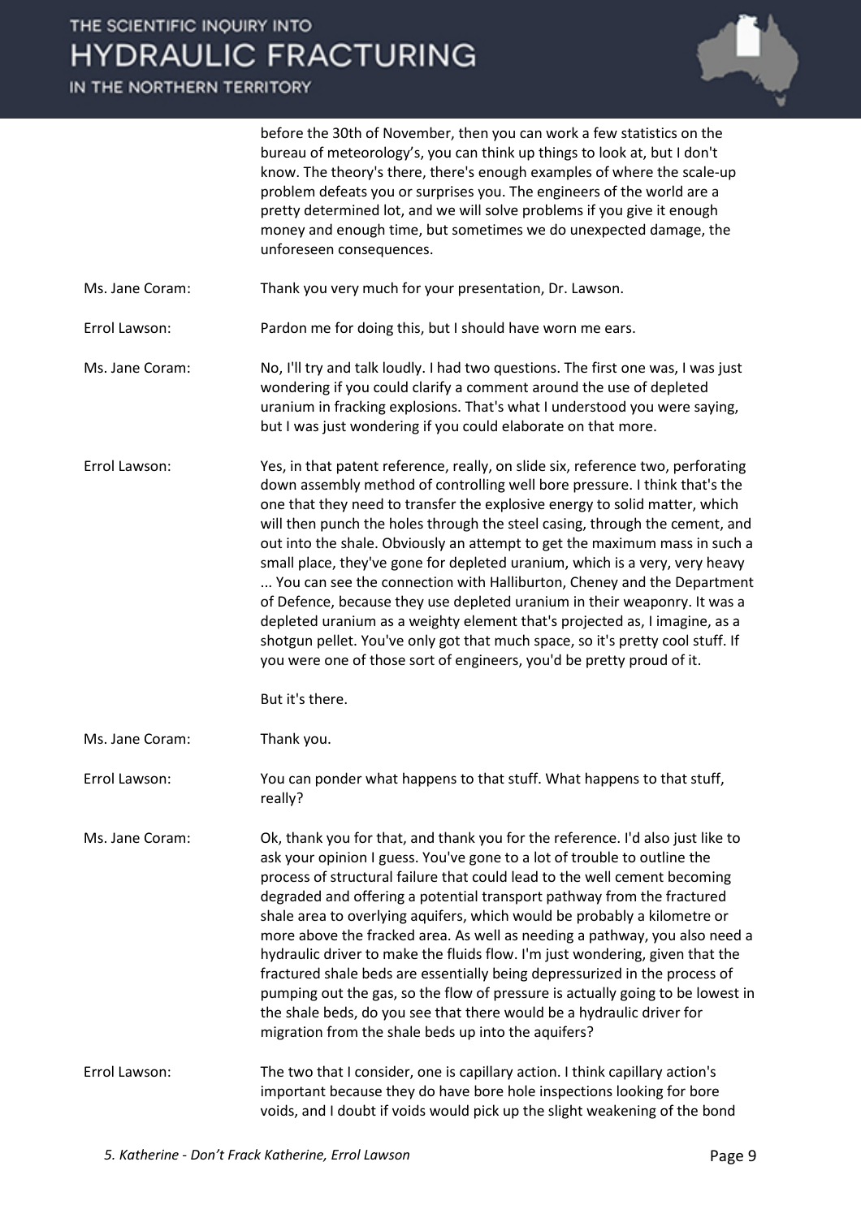before the 30th of November, then you can work a few statistics on the bureau of meteorology's, you can think up things to look at, but I don't know. The theory's there, there's enough examples of where the scale-up problem defeats you or surprises you. The engineers of the world are a pretty determined lot, and we will solve problems if you give it enough money and enough time, but sometimes we do unexpected damage, the unforeseen consequences.

**Ms. Jane Coram:** Thank you very much for your presentation, Dr. Lawson.

**Errol Lawson:** Pardon me for doing this, but I should have worn me ears.

**Ms. Jane Coram:** No, I'll try and talk loudly. I had two questions. The first one was, I was just wondering if you could clarify a comment around the use of depleted uranium in fracking explosions. That's what I understood you were saying, but I was just wondering if you could elaborate on that more.

**Errol Lawson:** Yes, in that patent reference, really, on slide six, reference two, perforating down assembly method of controlling well bore pressure. I think that's the one that they need to transfer the explosive energy to solid matter, which will then punch the holes through the steel casing, through the cement, and out into the shale. Obviously an attempt to get the maximum mass in such a small place, they've gone for depleted uranium, which is a very, very heavy ... You can see the connection with Halliburton, Cheney and the Department of Defence, because they use depleted uranium in their weaponry. It was a depleted uranium as a weighty element that's projected as, I imagine, as a shotgun pellet. You've only got that much space, so it's pretty cool stuff. If you were one of those sort of engineers, you'd be pretty proud of it.

But it's there.

**Ms. Jane Coram:** Thank you.

**Errol Lawson:** You can ponder what happens to that stuff. What happens to that stuff, really?

**Ms. Jane Coram:** Ok, thank you for that, and thank you for the reference. I'd also just like to ask your opinion I guess. You've gone to a lot of trouble to outline the process of structural failure that could lead to the well cement becoming degraded and offering a potential transport pathway from the fractured shale area to overlying aquifers, which would be probably a kilometre or more above the fracked area. As well as needing a pathway, you also need a hydraulic driver to make the fluids flow. I'm just wondering, given that the fractured shale beds are essentially being depressurized in the process of pumping out the gas, so the flow of pressure is actually going to be lowest in the shale beds, do you see that there would be a hydraulic driver for migration from the shale beds up into the aquifers?

**Errol Lawson:** The two that I consider, one is capillary action. I think capillary action's important because they do have bore hole inspections looking for bore voids, and I doubt if voids would pick up the slight weakening of the bond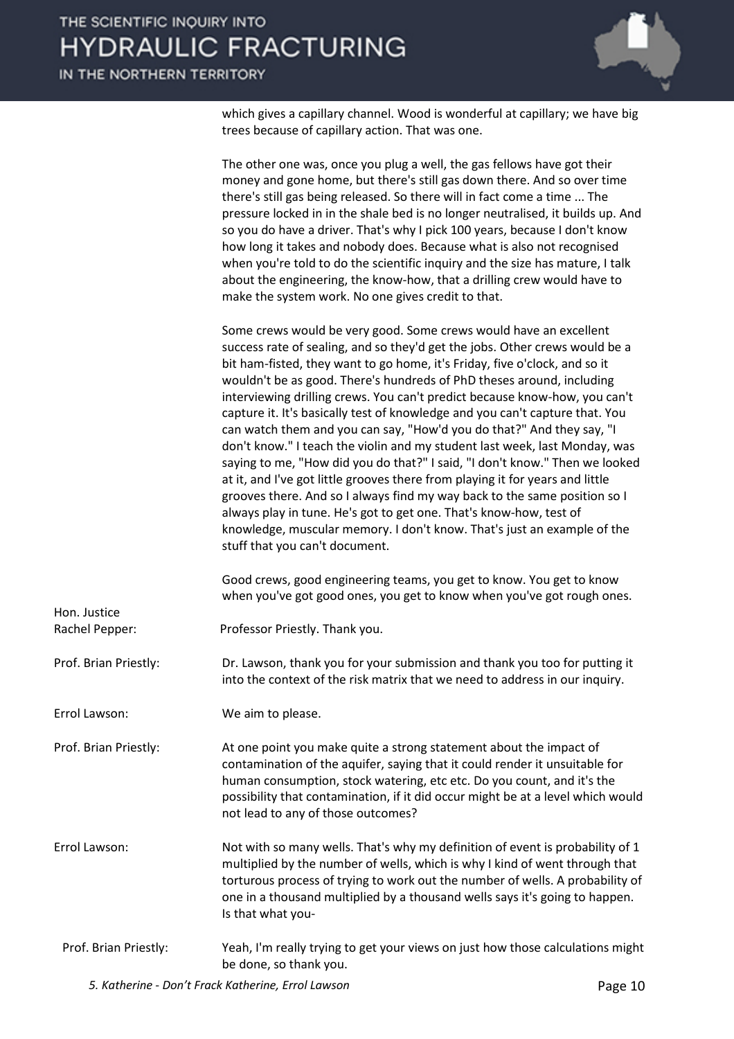which gives a capillary channel. Wood is wonderful at capillary; we have big trees because of capillary action. That was one.

The other one was, once you plug a well, the gas fellows have got their money and gone home, but there's still gas down there. And so over time there's still gas being released. So there will in fact come a time ... The pressure locked in in the shale bed is no longer neutralised, it builds up. And so you do have a driver. That's why I pick 100 years, because I don't know how long it takes and nobody does. Because what is also not recognised when you're told to do the scientific inquiry and the size has mature, I talk about the engineering, the know-how, that a drilling crew would have to make the system work. No one gives credit to that.

Some crews would be very good. Some crews would have an excellent success rate of sealing, and so they'd get the jobs. Other crews would be a bit ham-fisted, they want to go home, it's Friday, five o'clock, and so it wouldn't be as good. There's hundreds of PhD theses around, including interviewing drilling crews. You can't predict because know-how, you can't capture it. It's basically test of knowledge and you can't capture that. You can watch them and you can say, "How'd you do that?" And they say, "I don't know." I teach the violin and my student last week, last Monday, was saying to me, "How did you do that?" I said, "I don't know." Then we looked at it, and I've got little grooves there from playing it for years and little grooves there. And so I always find my way back to the same position so I always play in tune. He's got to get one. That's know-how, test of knowledge, muscular memory. I don't know. That's just an example of the stuff that you can't document.

Good crews, good engineering teams, you get to know. You get to know when you've got good ones, you get to know when you've got rough ones.

**Hon. Justice Rachel Pepper:** Professor Priestly. Thank you.

**Prof. Brian Priestly:** Dr. Lawson, thank you for your submission and thank you too for putting it into the context of the risk matrix that we need to address in our inquiry.

**Errol Lawson:** We aim to please.

**Prof. Brian Priestly:** At one point you make quite a strong statement about the impact of contamination of the aquifer, saying that it could render it unsuitable for human consumption, stock watering, etc etc. Do you count, and it's the possibility that contamination, if it did occur might be at a level which would not lead to any of those outcomes?

**Errol Lawson:** Not with so many wells. That's why my definition of event is probability of 1 multiplied by the number of wells, which is why I kind of went through that torturous process of trying to work out the number of wells. A probability of one in a thousand multiplied by a thousand wells says it's going to happen. Is that what you-

**Prof. Brian Priestly:** Yeah, I'm really trying to get your views on just how those calculations might be done, so thank you.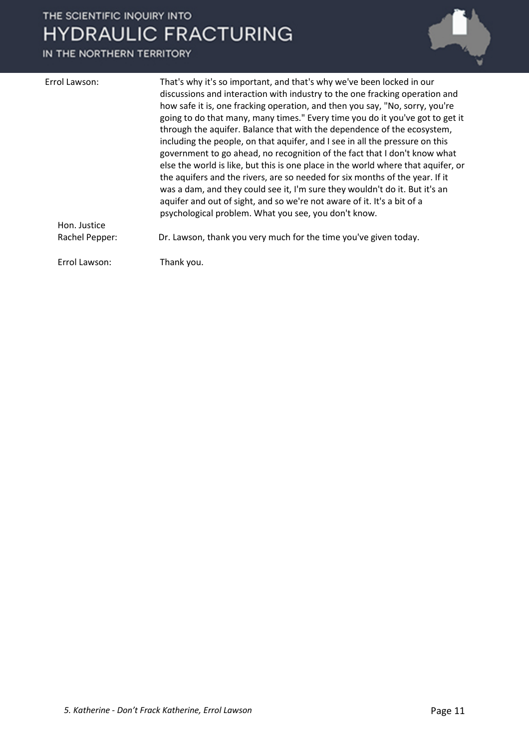Errol Lawson: That's why it's so important, and that's why we've been locked in our discussions and interaction with industry to the one fracking operation and how safe it is, one fracking operation, and then you say, "No, sorry, you're going to do that many, many times." Every time you do it you've got to get it through the aquifer. Balance that with the dependence of the ecosystem, including the people, on that aquifer, and I see in all the pressure on this government to go ahead, no recognition of the fact that I don't know what else the world is like, but this is one place in the world where that aquifer, or the aquifers and the rivers, are so needed for six months of the year. If it was a dam, and they could see it, I'm sure they wouldn't do it. But it's an aquifer and out of sight, and so we're not aware of it. It's a bit of a psychological problem. What you see, you don't know.

Hon. Justice Rachel Pepper: Dr. Lawson, thank you very much for the time you've given today.

Errol Lawson: Thank you.